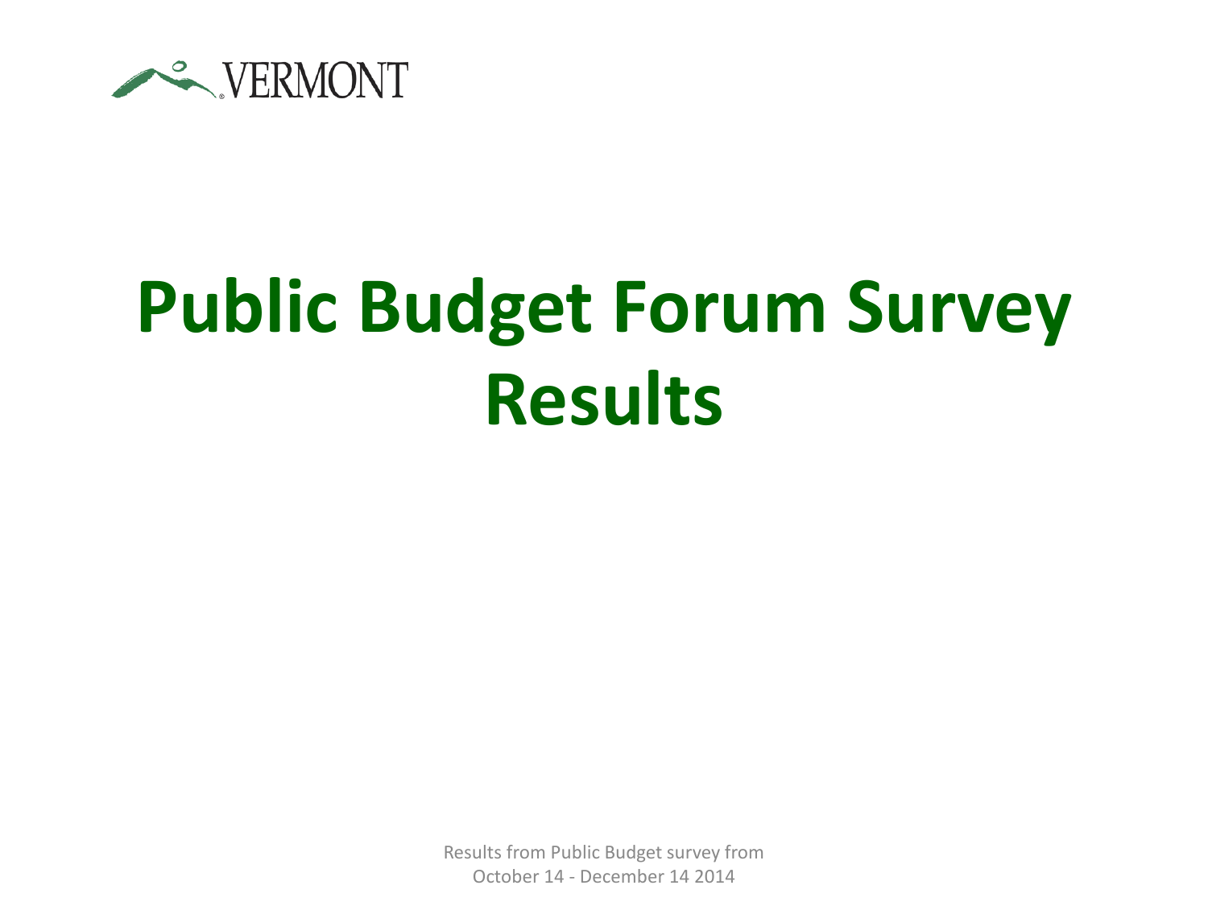VERMONT

# Public Budget Forum Survey Results

Results from Public Budget survey from
October 14 - December 14 2014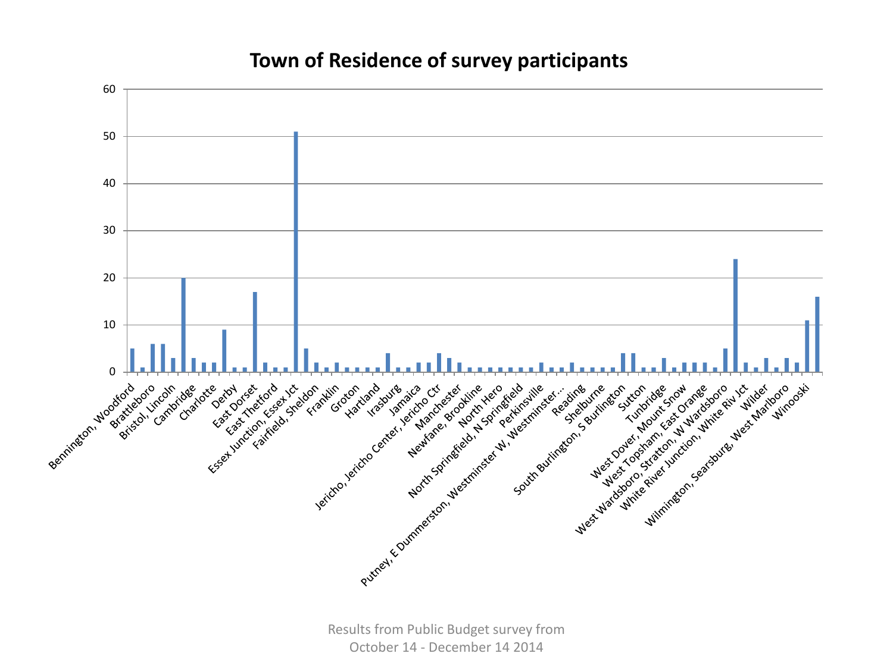# Town of Residence of survey participants

Results from Public Budget survey from
October 14 - December 14 2014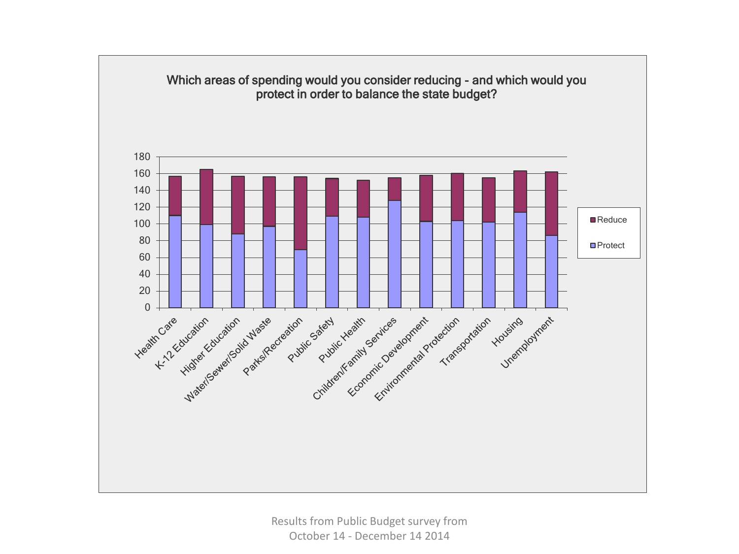## Which areas of spending would you consider reducing - and which would you protect in order to balance the state budget?

| Area | Protect | Reduce | Total |
|---|---|---|---|
| Health Care | 110 | 47 | 157 |
| K-12 Education | 99 | 66 | 165 |
| Higher Education | 88 | 69 | 157 |
| Water/Sewer/Solid Waste | 97 | 59 | 156 |
| Parks/Recreation | 69 | 87 | 156 |
| Public Safety | 109 | 45 | 154 |
| Public Health | 108 | 44 | 152 |
| Children/Family Services | 128 | 27 | 155 |
| Economic Development | 103 | 55 | 158 |
| Environmental Protection | 104 | 56 | 160 |
| Transportation | 102 | 53 | 155 |
| Housing | 114 | 49 | 163 |
| Unemployment | 86 | 76 | 162 |

*Values are approximate readings from a stacked bar chart (y-axis 0–180).*

Results from Public Budget survey from October 14 - December 14 2014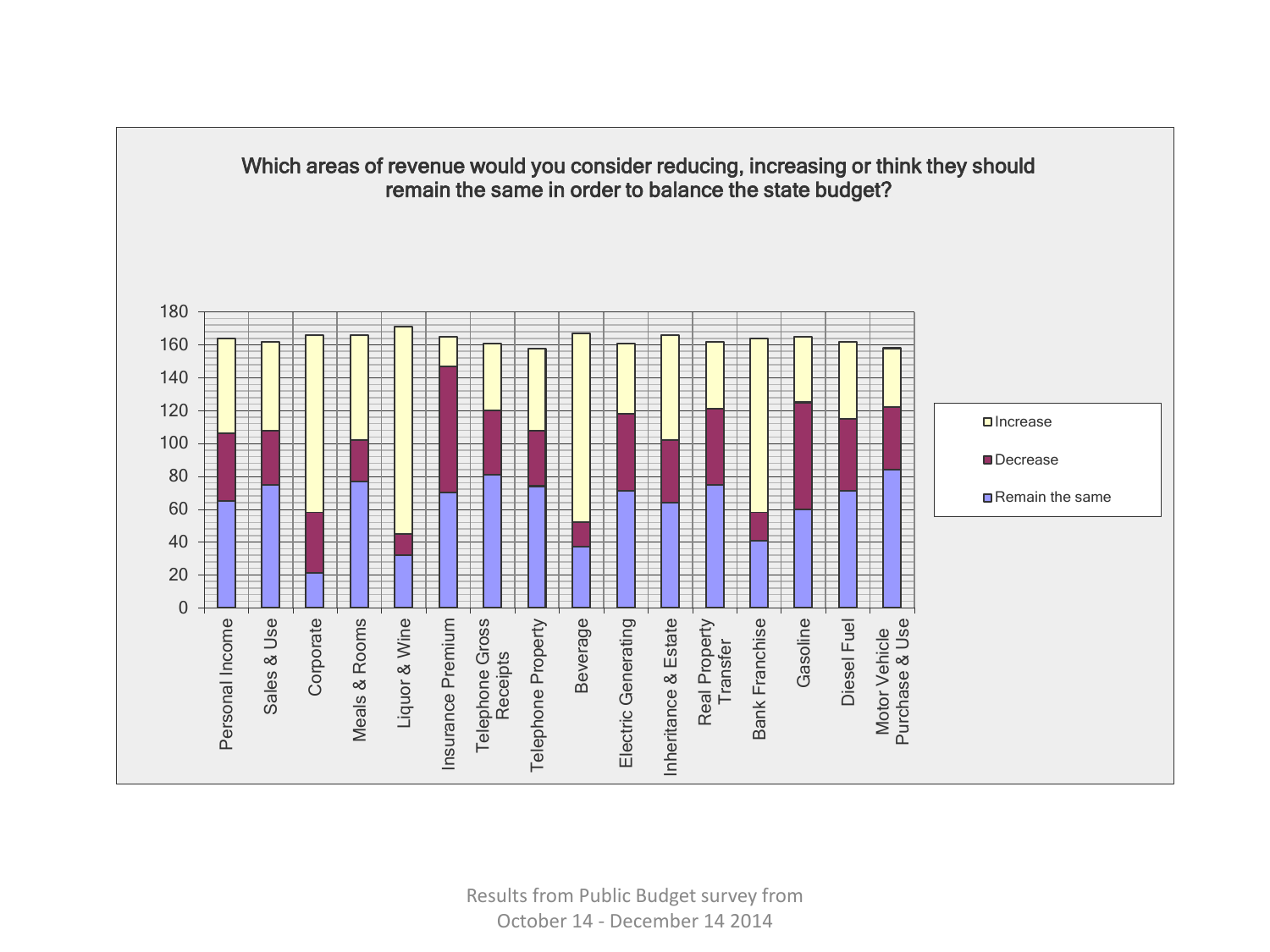## Which areas of revenue would you consider reducing, increasing or think they should remain the same in order to balance the state budget?

| Revenue area | Remain the same | Decrease | Increase |
|---|---|---|---|
| Personal Income | 65 | 41 | 58 |
| Sales & Use | 75 | 33 | 54 |
| Corporate | 21 | 37 | 108 |
| Meals & Rooms | 77 | 25 | 64 |
| Liquor & Wine | 32 | 13 | 126 |
| Insurance Premium | 70 | 77 | 18 |
| Telephone Gross Receipts | 81 | 39 | 41 |
| Telephone Property | 74 | 34 | 50 |
| Beverage | 37 | 15 | 115 |
| Electric Generating | 71 | 47 | 43 |
| Inheritance & Estate | 64 | 38 | 64 |
| Real Property Transfer | 75 | 46 | 41 |
| Bank Franchise | 41 | 17 | 106 |
| Gasoline | 60 | 65 | 40 |
| Diesel Fuel | 71 | 44 | 47 |
| Motor Vehicle Purchase & Use | 84 | 38 | 36 |

Results from Public Budget survey from October 14 - December 14 2014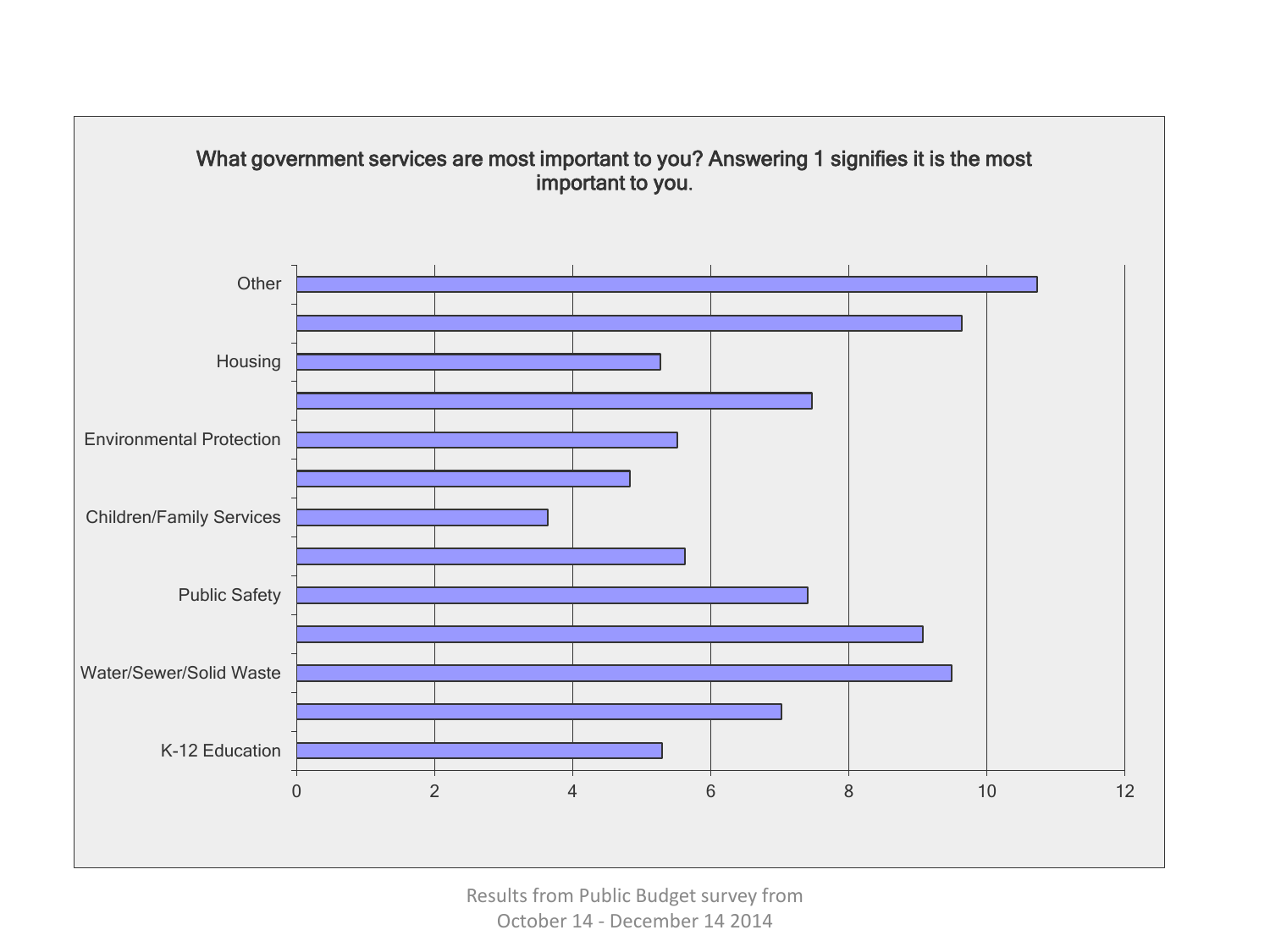**What government services are most important to you? Answering 1 signifies it is the most important to you.**

| Service | Value |
|---|---|
| Other | 10.7 |
| | 9.6 |
| Housing | 5.3 |
| | 7.5 |
| Environmental Protection | 5.5 |
| | 4.8 |
| Children/Family Services | 3.6 |
| | 5.6 |
| Public Safety | 7.4 |
| | 9.1 |
| Water/Sewer/Solid Waste | 9.5 |
| | 7.0 |
| K-12 Education | 5.3 |

Results from Public Budget survey from October 14 - December 14 2014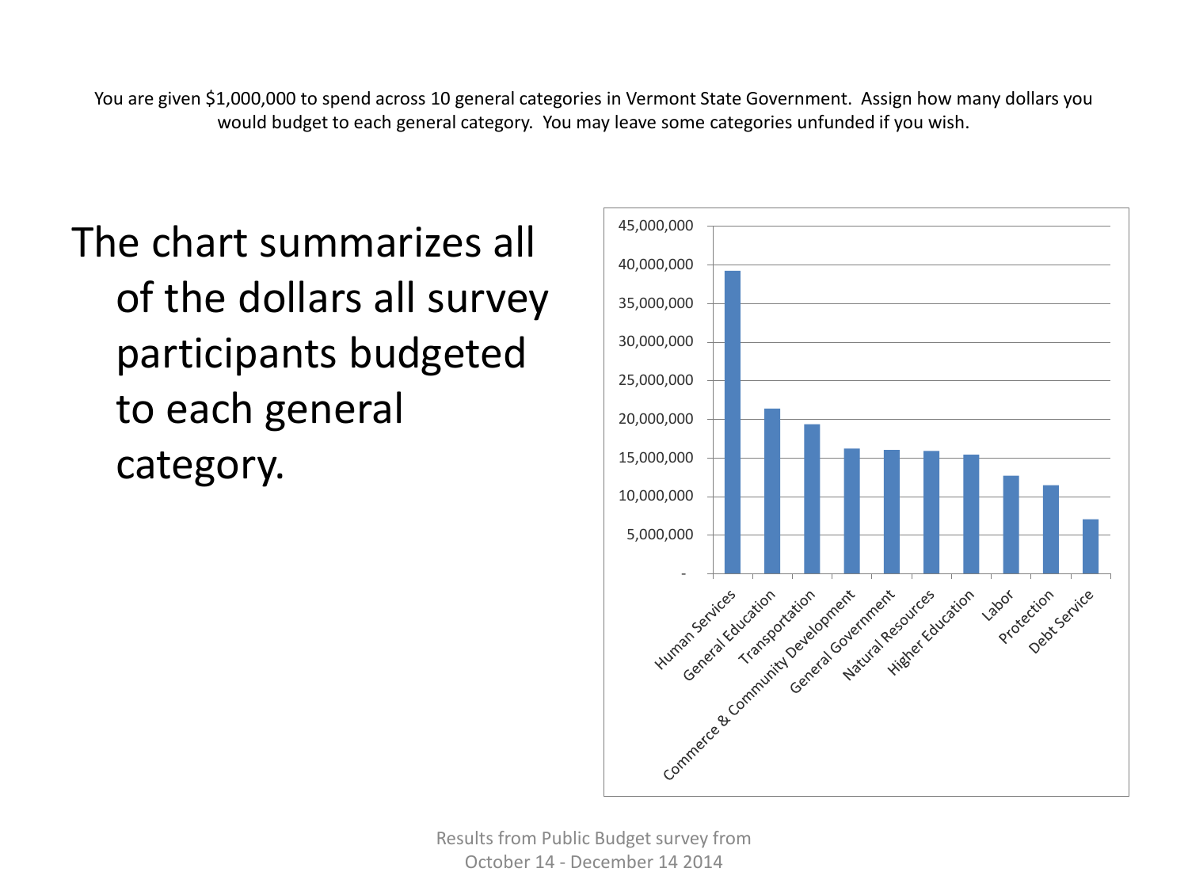You are given $1,000,000 to spend across 10 general categories in Vermont State Government. Assign how many dollars you would budget to each general category. You may leave some categories unfunded if you wish.

The chart summarizes all of the dollars all survey participants budgeted to each general category.

45,000,000
40,000,000
35,000,000
30,000,000
25,000,000
20,000,000
15,000,000
10,000,000
5,000,000
-

Human Services
General Education
Transportation
Commerce & Community Development
General Government
Natural Resources
Higher Education
Labor
Protection
Debt Service

Results from Public Budget survey from October 14 - December 14 2014